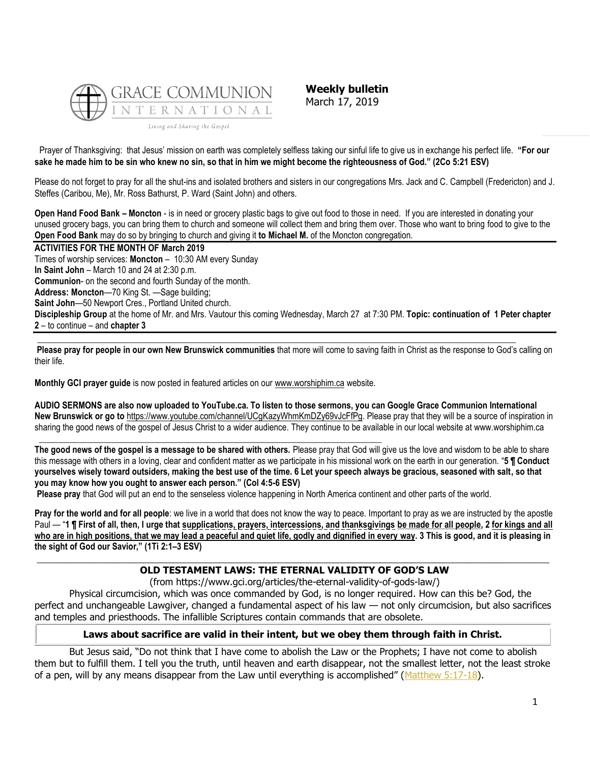GRACE COMMUNION INTERNATIONAL

Living and Sharing the Gospel

**Weekly bulletin**
March 17, 2019

Prayer of Thanksgiving: that Jesus' mission on earth was completely selfless taking our sinful life to give us in exchange his perfect life. **"For our sake he made him to be sin who knew no sin, so that in him we might become the righteousness of God." (2Co 5:21 ESV)**

Please do not forget to pray for all the shut-ins and isolated brothers and sisters in our congregations Mrs. Jack and C. Campbell (Fredericton) and J. Steffes (Caribou, Me), Mr. Ross Bathurst, P. Ward (Saint John) and others.

**Open Hand Food Bank – Moncton** - is in need or grocery plastic bags to give out food to those in need. If you are interested in donating your unused grocery bags, you can bring them to church and someone will collect them and bring them over. Those who want to bring food to give to the **Open Food Bank** may do so by bringing to church and giving it **to Michael M.** of the Moncton congregation.

**ACTIVITIES FOR THE MONTH OF March 2019**
Times of worship services: **Moncton** – 10:30 AM every Sunday
**In Saint John** – March 10 and 24 at 2:30 p.m.
**Communion**- on the second and fourth Sunday of the month.
**Address: Moncton**—70 King St. —Sage building;
**Saint John**—50 Newport Cres., Portland United church.
**Discipleship Group** at the home of Mr. and Mrs. Vautour this coming Wednesday, March 27 at 7:30 PM. **Topic: continuation of 1 Peter chapter 2** – to continue – and **chapter 3**

**Please pray for people in our own New Brunswick communities** that more will come to saving faith in Christ as the response to God's calling on their life.

**Monthly GCI prayer guide** is now posted in featured articles on our www.worshiphim.ca website.

**AUDIO SERMONS are also now uploaded to YouTube.ca. To listen to those sermons, you can Google Grace Communion International New Brunswick or go to** https://www.youtube.com/channel/UCgKazyWhmKmDZy69vJcFfPg. Please pray that they will be a source of inspiration in sharing the good news of the gospel of Jesus Christ to a wider audience. They continue to be available in our local website at www.worshiphim.ca

**The good news of the gospel is a message to be shared with others.** Please pray that God will give us the love and wisdom to be able to share this message with others in a loving, clear and confident matter as we participate in his missional work on the earth in our generation. "**5 ¶ Conduct yourselves wisely toward outsiders, making the best use of the time. 6 Let your speech always be gracious, seasoned with salt, so that you may know how you ought to answer each person." (Col 4:5-6 ESV)**

**Please pray** that God will put an end to the senseless violence happening in North America continent and other parts of the world.

**Pray for the world and for all people**: we live in a world that does not know the way to peace. Important to pray as we are instructed by the apostle Paul — "**1 ¶ First of all, then, I urge that supplications, prayers, intercessions, and thanksgivings be made for all people, 2 for kings and all who are in high positions, that we may lead a peaceful and quiet life, godly and dignified in every way. 3 This is good, and it is pleasing in the sight of God our Savior," (1Ti 2:1–3 ESV)**

## OLD TESTAMENT LAWS: THE ETERNAL VALIDITY OF GOD'S LAW

(from https://www.gci.org/articles/the-eternal-validity-of-gods-law/)

Physical circumcision, which was once commanded by God, is no longer required. How can this be? God, the perfect and unchangeable Lawgiver, changed a fundamental aspect of his law — not only circumcision, but also sacrifices and temples and priesthoods. The infallible Scriptures contain commands that are obsolete.

**Laws about sacrifice are valid in their intent, but we obey them through faith in Christ.**

But Jesus said, "Do not think that I have come to abolish the Law or the Prophets; I have not come to abolish them but to fulfill them. I tell you the truth, until heaven and earth disappear, not the smallest letter, not the least stroke of a pen, will by any means disappear from the Law until everything is accomplished" (Matthew 5:17-18).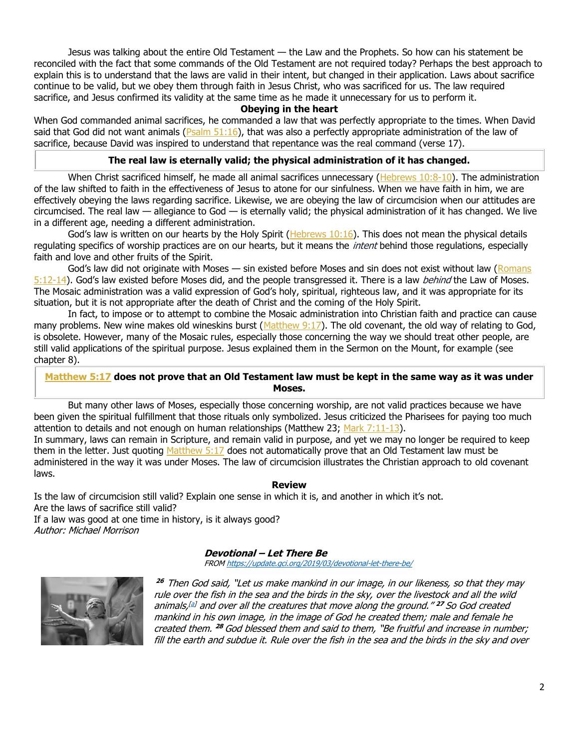Jesus was talking about the entire Old Testament — the Law and the Prophets. So how can his statement be reconciled with the fact that some commands of the Old Testament are not required today? Perhaps the best approach to explain this is to understand that the laws are valid in their intent, but changed in their application. Laws about sacrifice continue to be valid, but we obey them through faith in Jesus Christ, who was sacrificed for us. The law required sacrifice, and Jesus confirmed its validity at the same time as he made it unnecessary for us to perform it.

**Obeying in the heart**

When God commanded animal sacrifices, he commanded a law that was perfectly appropriate to the times. When David said that God did not want animals (Psalm 51:16), that was also a perfectly appropriate administration of the law of sacrifice, because David was inspired to understand that repentance was the real command (verse 17).

**The real law is eternally valid; the physical administration of it has changed.**

When Christ sacrificed himself, he made all animal sacrifices unnecessary (Hebrews 10:8-10). The administration of the law shifted to faith in the effectiveness of Jesus to atone for our sinfulness. When we have faith in him, we are effectively obeying the laws regarding sacrifice. Likewise, we are obeying the law of circumcision when our attitudes are circumcised. The real law — allegiance to God — is eternally valid; the physical administration of it has changed. We live in a different age, needing a different administration.

God's law is written on our hearts by the Holy Spirit (Hebrews 10:16). This does not mean the physical details regulating specifics of worship practices are on our hearts, but it means the *intent* behind those regulations, especially faith and love and other fruits of the Spirit.

God's law did not originate with Moses — sin existed before Moses and sin does not exist without law (Romans 5:12-14). God's law existed before Moses did, and the people transgressed it. There is a law *behind* the Law of Moses. The Mosaic administration was a valid expression of God's holy, spiritual, righteous law, and it was appropriate for its situation, but it is not appropriate after the death of Christ and the coming of the Holy Spirit.

In fact, to impose or to attempt to combine the Mosaic administration into Christian faith and practice can cause many problems. New wine makes old wineskins burst (Matthew 9:17). The old covenant, the old way of relating to God, is obsolete. However, many of the Mosaic rules, especially those concerning the way we should treat other people, are still valid applications of the spiritual purpose. Jesus explained them in the Sermon on the Mount, for example (see chapter 8).

**Matthew 5:17 does not prove that an Old Testament law must be kept in the same way as it was under Moses.**

But many other laws of Moses, especially those concerning worship, are not valid practices because we have been given the spiritual fulfillment that those rituals only symbolized. Jesus criticized the Pharisees for paying too much attention to details and not enough on human relationships (Matthew 23; Mark 7:11-13).

In summary, laws can remain in Scripture, and remain valid in purpose, and yet we may no longer be required to keep them in the letter. Just quoting Matthew 5:17 does not automatically prove that an Old Testament law must be administered in the way it was under Moses. The law of circumcision illustrates the Christian approach to old covenant laws.

**Review**

Is the law of circumcision still valid? Explain one sense in which it is, and another in which it's not.
Are the laws of sacrifice still valid?
If a law was good at one time in history, is it always good?
*Author: Michael Morrison*

### *Devotional – Let There Be*

*FROM https://update.gci.org/2019/03/devotional-let-there-be/*

*[26] Then God said, "Let us make mankind in our image, in our likeness, so that they may rule over the fish in the sea and the birds in the sky, over the livestock and all the wild animals,[a] and over all the creatures that move along the ground." [27] So God created mankind in his own image, in the image of God he created them; male and female he created them. [28] God blessed them and said to them, "Be fruitful and increase in number; fill the earth and subdue it. Rule over the fish in the sea and the birds in the sky and over*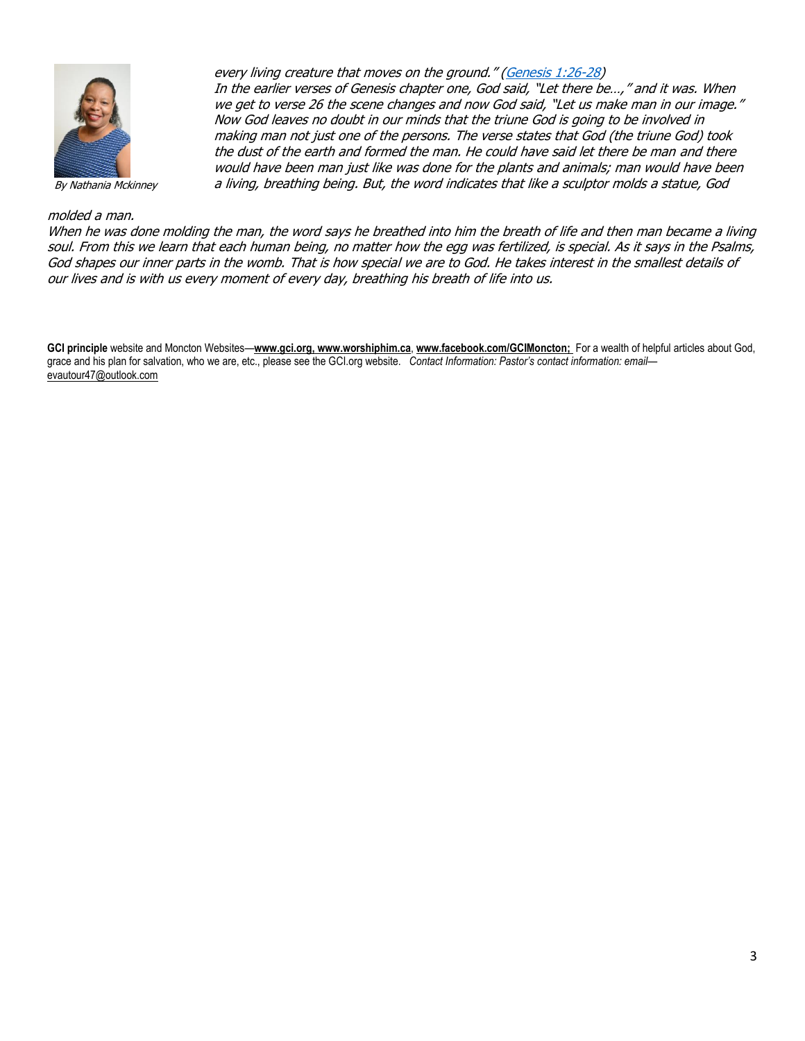*every living creature that moves on the ground." (Genesis 1:26-28)*

*In the earlier verses of Genesis chapter one, God said, "Let there be…," and it was. When we get to verse 26 the scene changes and now God said, "Let us make man in our image." Now God leaves no doubt in our minds that the triune God is going to be involved in making man not just one of the persons. The verse states that God (the triune God) took the dust of the earth and formed the man. He could have said let there be man and there would have been man just like was done for the plants and animals; man would have been a living, breathing being. But, the word indicates that like a sculptor molds a statue, God molded a man.*

*By Nathania Mckinney*

*When he was done molding the man, the word says he breathed into him the breath of life and then man became a living soul. From this we learn that each human being, no matter how the egg was fertilized, is special. As it says in the Psalms, God shapes our inner parts in the womb. That is how special we are to God. He takes interest in the smallest details of our lives and is with us every moment of every day, breathing his breath of life into us.*

**GCI principle** website and Moncton Websites—**www.gci.org, www.worshiphim.ca**, **www.facebook.com/GCIMoncton;** For a wealth of helpful articles about God, grace and his plan for salvation, who we are, etc., please see the GCI.org website. *Contact Information: Pastor's contact information: email—* evautour47@outlook.com